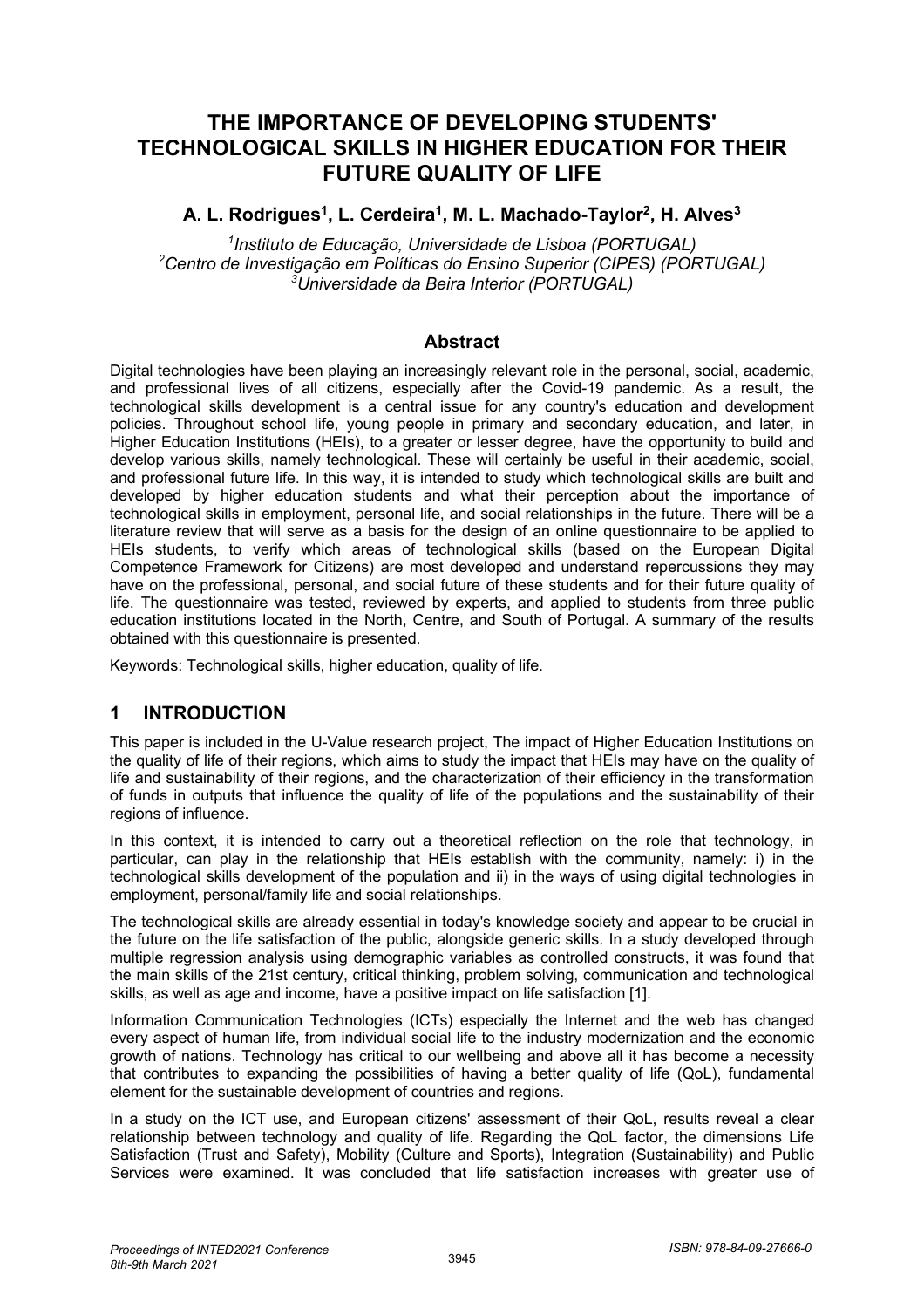# THE IMPORTANCE OF DEVELOPING STUDENTS' TECHNOLOGICAL SKILLS IN HIGHER EDUCATION FOR THEIR FUTURE QUALITY OF LIFE

**A. L. Rodrigues[1], L. Cerdeira[1], M. L. Machado-Taylor[2], H. Alves[3]**

*[1]Instituto de Educação, Universidade de Lisboa (PORTUGAL)*
*[2]Centro de Investigação em Políticas do Ensino Superior (CIPES) (PORTUGAL)*
*[3]Universidade da Beira Interior (PORTUGAL)*

## Abstract

Digital technologies have been playing an increasingly relevant role in the personal, social, academic, and professional lives of all citizens, especially after the Covid-19 pandemic. As a result, the technological skills development is a central issue for any country's education and development policies. Throughout school life, young people in primary and secondary education, and later, in Higher Education Institutions (HEIs), to a greater or lesser degree, have the opportunity to build and develop various skills, namely technological. These will certainly be useful in their academic, social, and professional future life. In this way, it is intended to study which technological skills are built and developed by higher education students and what their perception about the importance of technological skills in employment, personal life, and social relationships in the future. There will be a literature review that will serve as a basis for the design of an online questionnaire to be applied to HEIs students, to verify which areas of technological skills (based on the European Digital Competence Framework for Citizens) are most developed and understand repercussions they may have on the professional, personal, and social future of these students and for their future quality of life. The questionnaire was tested, reviewed by experts, and applied to students from three public education institutions located in the North, Centre, and South of Portugal. A summary of the results obtained with this questionnaire is presented.

Keywords: Technological skills, higher education, quality of life.

## 1 INTRODUCTION

This paper is included in the U-Value research project, The impact of Higher Education Institutions on the quality of life of their regions, which aims to study the impact that HEIs may have on the quality of life and sustainability of their regions, and the characterization of their efficiency in the transformation of funds in outputs that influence the quality of life of the populations and the sustainability of their regions of influence.

In this context, it is intended to carry out a theoretical reflection on the role that technology, in particular, can play in the relationship that HEIs establish with the community, namely: i) in the technological skills development of the population and ii) in the ways of using digital technologies in employment, personal/family life and social relationships.

The technological skills are already essential in today's knowledge society and appear to be crucial in the future on the life satisfaction of the public, alongside generic skills. In a study developed through multiple regression analysis using demographic variables as controlled constructs, it was found that the main skills of the 21st century, critical thinking, problem solving, communication and technological skills, as well as age and income, have a positive impact on life satisfaction [1].

Information Communication Technologies (ICTs) especially the Internet and the web has changed every aspect of human life, from individual social life to the industry modernization and the economic growth of nations. Technology has critical to our wellbeing and above all it has become a necessity that contributes to expanding the possibilities of having a better quality of life (QoL), fundamental element for the sustainable development of countries and regions.

In a study on the ICT use, and European citizens' assessment of their QoL, results reveal a clear relationship between technology and quality of life. Regarding the QoL factor, the dimensions Life Satisfaction (Trust and Safety), Mobility (Culture and Sports), Integration (Sustainability) and Public Services were examined. It was concluded that life satisfaction increases with greater use of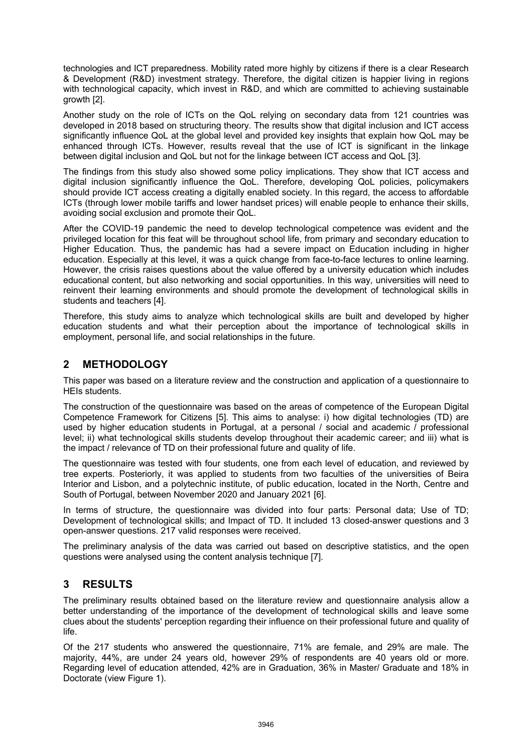technologies and ICT preparedness. Mobility rated more highly by citizens if there is a clear Research & Development (R&D) investment strategy. Therefore, the digital citizen is happier living in regions with technological capacity, which invest in R&D, and which are committed to achieving sustainable growth [2].

Another study on the role of ICTs on the QoL relying on secondary data from 121 countries was developed in 2018 based on structuring theory. The results show that digital inclusion and ICT access significantly influence QoL at the global level and provided key insights that explain how QoL may be enhanced through ICTs. However, results reveal that the use of ICT is significant in the linkage between digital inclusion and QoL but not for the linkage between ICT access and QoL [3].

The findings from this study also showed some policy implications. They show that ICT access and digital inclusion significantly influence the QoL. Therefore, developing QoL policies, policymakers should provide ICT access creating a digitally enabled society. In this regard, the access to affordable ICTs (through lower mobile tariffs and lower handset prices) will enable people to enhance their skills, avoiding social exclusion and promote their QoL.

After the COVID-19 pandemic the need to develop technological competence was evident and the privileged location for this feat will be throughout school life, from primary and secondary education to Higher Education. Thus, the pandemic has had a severe impact on Education including in higher education. Especially at this level, it was a quick change from face-to-face lectures to online learning. However, the crisis raises questions about the value offered by a university education which includes educational content, but also networking and social opportunities. In this way, universities will need to reinvent their learning environments and should promote the development of technological skills in students and teachers [4].

Therefore, this study aims to analyze which technological skills are built and developed by higher education students and what their perception about the importance of technological skills in employment, personal life, and social relationships in the future.

## 2 METHODOLOGY

This paper was based on a literature review and the construction and application of a questionnaire to HEIs students.

The construction of the questionnaire was based on the areas of competence of the European Digital Competence Framework for Citizens [5]. This aims to analyse: i) how digital technologies (TD) are used by higher education students in Portugal, at a personal / social and academic / professional level; ii) what technological skills students develop throughout their academic career; and iii) what is the impact / relevance of TD on their professional future and quality of life.

The questionnaire was tested with four students, one from each level of education, and reviewed by tree experts. Posteriorly, it was applied to students from two faculties of the universities of Beira Interior and Lisbon, and a polytechnic institute, of public education, located in the North, Centre and South of Portugal, between November 2020 and January 2021 [6].

In terms of structure, the questionnaire was divided into four parts: Personal data; Use of TD; Development of technological skills; and Impact of TD. It included 13 closed-answer questions and 3 open-answer questions. 217 valid responses were received.

The preliminary analysis of the data was carried out based on descriptive statistics, and the open questions were analysed using the content analysis technique [7].

## 3 RESULTS

The preliminary results obtained based on the literature review and questionnaire analysis allow a better understanding of the importance of the development of technological skills and leave some clues about the students' perception regarding their influence on their professional future and quality of life.

Of the 217 students who answered the questionnaire, 71% are female, and 29% are male. The majority, 44%, are under 24 years old, however 29% of respondents are 40 years old or more. Regarding level of education attended, 42% are in Graduation, 36% in Master/ Graduate and 18% in Doctorate (view Figure 1).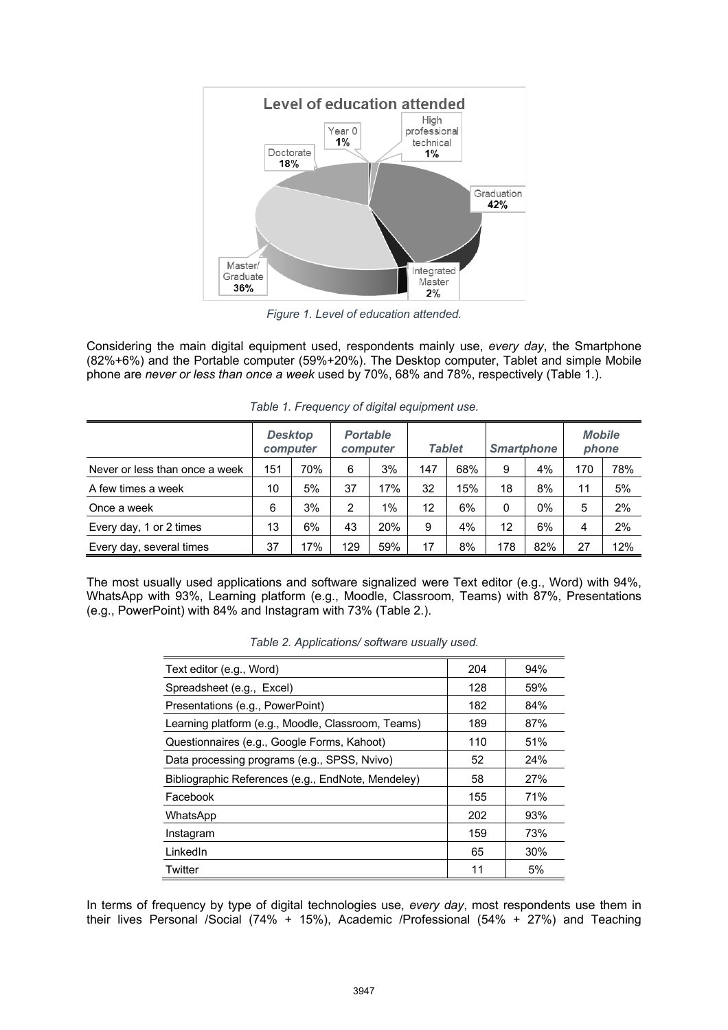Figure 1. Level of education attended.

Considering the main digital equipment used, respondents mainly use, *every day*, the Smartphone (82%+6%) and the Portable computer (59%+20%). The Desktop computer, Tablet and simple Mobile phone are *never or less than once a week* used by 70%, 68% and 78%, respectively (Table 1.).

*Table 1. Frequency of digital equipment use.*

| | *Desktop computer* | | *Portable computer* | | *Tablet* | | *Smartphone* | | *Mobile phone* | |
|---|---|---|---|---|---|---|---|---|---|---|
| Never or less than once a week | 151 | 70% | 6 | 3% | 147 | 68% | 9 | 4% | 170 | 78% |
| A few times a week | 10 | 5% | 37 | 17% | 32 | 15% | 18 | 8% | 11 | 5% |
| Once a week | 6 | 3% | 2 | 1% | 12 | 6% | 0 | 0% | 5 | 2% |
| Every day, 1 or 2 times | 13 | 6% | 43 | 20% | 9 | 4% | 12 | 6% | 4 | 2% |
| Every day, several times | 37 | 17% | 129 | 59% | 17 | 8% | 178 | 82% | 27 | 12% |

The most usually used applications and software signalized were Text editor (e.g., Word) with 94%, WhatsApp with 93%, Learning platform (e.g., Moodle, Classroom, Teams) with 87%, Presentations (e.g., PowerPoint) with 84% and Instagram with 73% (Table 2.).

*Table 2. Applications/ software usually used.*

| | | |
|---|---|---|
| Text editor (e.g., Word) | 204 | 94% |
| Spreadsheet (e.g., Excel) | 128 | 59% |
| Presentations (e.g., PowerPoint) | 182 | 84% |
| Learning platform (e.g., Moodle, Classroom, Teams) | 189 | 87% |
| Questionnaires (e.g., Google Forms, Kahoot) | 110 | 51% |
| Data processing programs (e.g., SPSS, Nvivo) | 52 | 24% |
| Bibliographic References (e.g., EndNote, Mendeley) | 58 | 27% |
| Facebook | 155 | 71% |
| WhatsApp | 202 | 93% |
| Instagram | 159 | 73% |
| LinkedIn | 65 | 30% |
| Twitter | 11 | 5% |

In terms of frequency by type of digital technologies use, *every day*, most respondents use them in their lives Personal /Social (74% + 15%), Academic /Professional (54% + 27%) and Teaching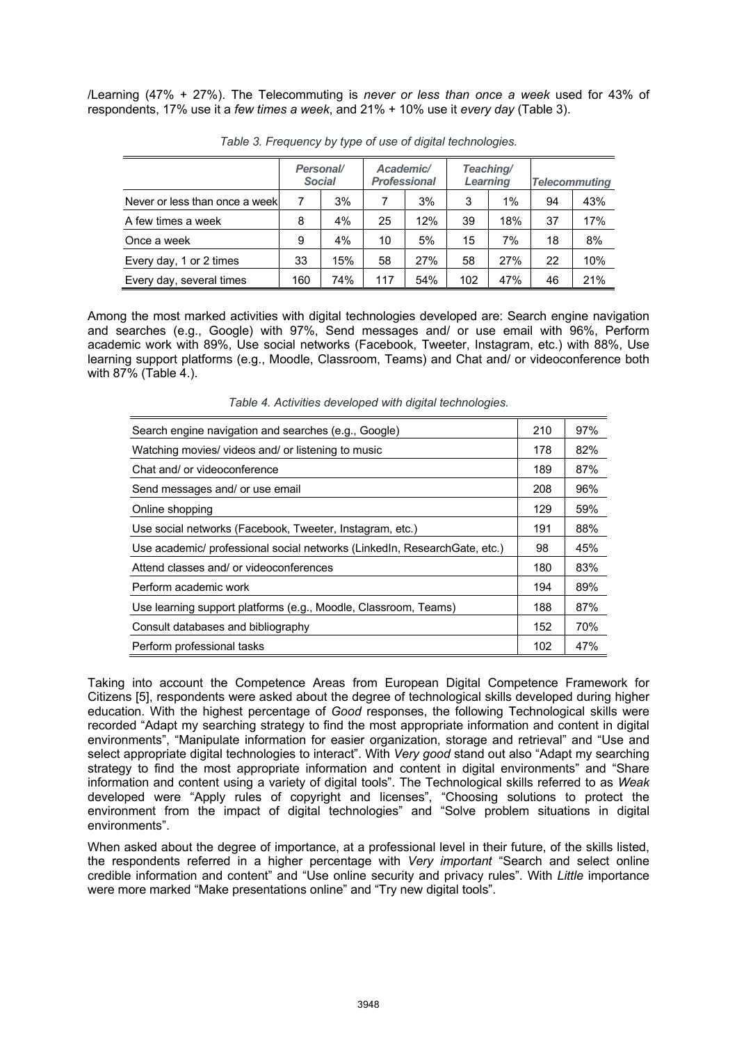/Learning (47% + 27%). The Telecommuting is *never or less than once a week* used for 43% of respondents, 17% use it a *few times a week*, and 21% + 10% use it *every day* (Table 3).

*Table 3. Frequency by type of use of digital technologies.*

| | *Personal/ Social* | | *Academic/ Professional* | | *Teaching/ Learning* | | *Telecommuting* | |
|---|---|---|---|---|---|---|---|---|
| Never or less than once a week | 7 | 3% | 7 | 3% | 3 | 1% | 94 | 43% |
| A few times a week | 8 | 4% | 25 | 12% | 39 | 18% | 37 | 17% |
| Once a week | 9 | 4% | 10 | 5% | 15 | 7% | 18 | 8% |
| Every day, 1 or 2 times | 33 | 15% | 58 | 27% | 58 | 27% | 22 | 10% |
| Every day, several times | 160 | 74% | 117 | 54% | 102 | 47% | 46 | 21% |

Among the most marked activities with digital technologies developed are: Search engine navigation and searches (e.g., Google) with 97%, Send messages and/ or use email with 96%, Perform academic work with 89%, Use social networks (Facebook, Tweeter, Instagram, etc.) with 88%, Use learning support platforms (e.g., Moodle, Classroom, Teams) and Chat and/ or videoconference both with 87% (Table 4.).

*Table 4. Activities developed with digital technologies.*

| | | |
|---|---|---|
| Search engine navigation and searches (e.g., Google) | 210 | 97% |
| Watching movies/ videos and/ or listening to music | 178 | 82% |
| Chat and/ or videoconference | 189 | 87% |
| Send messages and/ or use email | 208 | 96% |
| Online shopping | 129 | 59% |
| Use social networks (Facebook, Tweeter, Instagram, etc.) | 191 | 88% |
| Use academic/ professional social networks (LinkedIn, ResearchGate, etc.) | 98 | 45% |
| Attend classes and/ or videoconferences | 180 | 83% |
| Perform academic work | 194 | 89% |
| Use learning support platforms (e.g., Moodle, Classroom, Teams) | 188 | 87% |
| Consult databases and bibliography | 152 | 70% |
| Perform professional tasks | 102 | 47% |

Taking into account the Competence Areas from European Digital Competence Framework for Citizens [5], respondents were asked about the degree of technological skills developed during higher education. With the highest percentage of *Good* responses, the following Technological skills were recorded "Adapt my searching strategy to find the most appropriate information and content in digital environments", "Manipulate information for easier organization, storage and retrieval" and "Use and select appropriate digital technologies to interact". With *Very good* stand out also "Adapt my searching strategy to find the most appropriate information and content in digital environments" and "Share information and content using a variety of digital tools". The Technological skills referred to as *Weak* developed were "Apply rules of copyright and licenses", "Choosing solutions to protect the environment from the impact of digital technologies" and "Solve problem situations in digital environments".

When asked about the degree of importance, at a professional level in their future, of the skills listed, the respondents referred in a higher percentage with *Very important* "Search and select online credible information and content" and "Use online security and privacy rules". With *Little* importance were more marked "Make presentations online" and "Try new digital tools".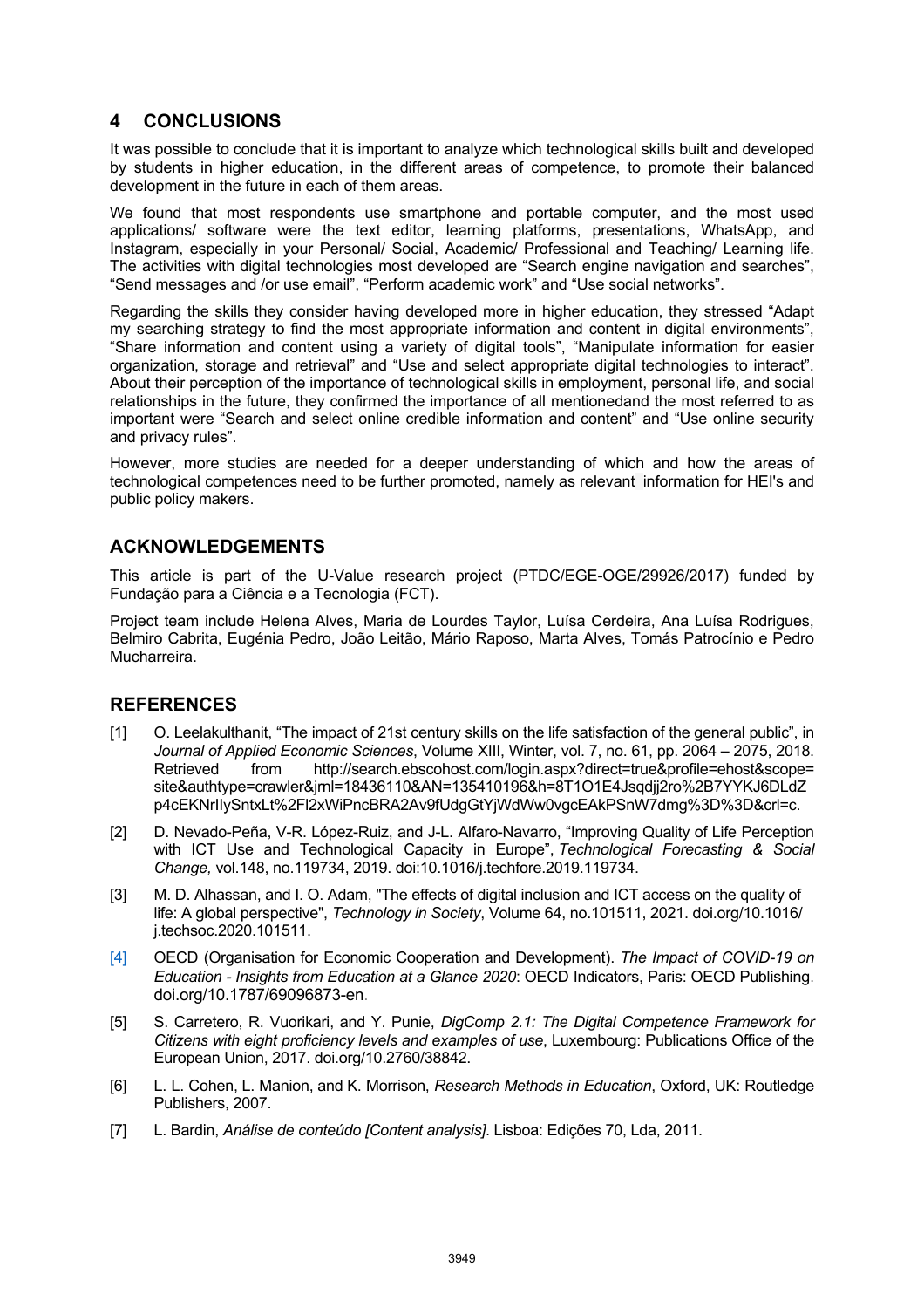## 4 CONCLUSIONS

It was possible to conclude that it is important to analyze which technological skills built and developed by students in higher education, in the different areas of competence, to promote their balanced development in the future in each of them areas.

We found that most respondents use smartphone and portable computer, and the most used applications/ software were the text editor, learning platforms, presentations, WhatsApp, and Instagram, especially in your Personal/ Social, Academic/ Professional and Teaching/ Learning life. The activities with digital technologies most developed are "Search engine navigation and searches", "Send messages and /or use email", "Perform academic work" and "Use social networks".

Regarding the skills they consider having developed more in higher education, they stressed "Adapt my searching strategy to find the most appropriate information and content in digital environments", "Share information and content using a variety of digital tools", "Manipulate information for easier organization, storage and retrieval" and "Use and select appropriate digital technologies to interact". About their perception of the importance of technological skills in employment, personal life, and social relationships in the future, they confirmed the importance of all mentionedand the most referred to as important were "Search and select online credible information and content" and "Use online security and privacy rules".

However, more studies are needed for a deeper understanding of which and how the areas of technological competences need to be further promoted, namely as relevant information for HEI's and public policy makers.

## ACKNOWLEDGEMENTS

This article is part of the U-Value research project (PTDC/EGE-OGE/29926/2017) funded by Fundação para a Ciência e a Tecnologia (FCT).

Project team include Helena Alves, Maria de Lourdes Taylor, Luísa Cerdeira, Ana Luísa Rodrigues, Belmiro Cabrita, Eugénia Pedro, João Leitão, Mário Raposo, Marta Alves, Tomás Patrocínio e Pedro Mucharreira.

## REFERENCES

[1] O. Leelakulthanit, "The impact of 21st century skills on the life satisfaction of the general public", in *Journal of Applied Economic Sciences*, Volume XIII, Winter, vol. 7, no. 61, pp. 2064 – 2075, 2018. Retrieved from http://search.ebscohost.com/login.aspx?direct=true&profile=ehost&scope=site&authtype=crawler&jrnl=18436110&AN=135410196&h=8T1O1E4Jsqdjj2ro%2B7YYKJ6DLdZp4cEKNrIIySntxLt%2Fl2xWiPncBRA2Av9fUdgGtYjWdWw0vgcEAkPSnW7dmg%3D%3D&crl=c.

[2] D. Nevado-Peña, V-R. López-Ruiz, and J-L. Alfaro-Navarro, "Improving Quality of Life Perception with ICT Use and Technological Capacity in Europe", *Technological Forecasting & Social Change,* vol.148, no.119734, 2019. doi:10.1016/j.techfore.2019.119734.

[3] M. D. Alhassan, and I. O. Adam, "The effects of digital inclusion and ICT access on the quality of life: A global perspective", *Technology in Society*, Volume 64, no.101511, 2021. doi.org/10.1016/j.techsoc.2020.101511.

[4] OECD (Organisation for Economic Cooperation and Development). *The Impact of COVID-19 on Education - Insights from Education at a Glance 2020*: OECD Indicators, Paris: OECD Publishing. doi.org/10.1787/69096873-en.

[5] S. Carretero, R. Vuorikari, and Y. Punie, *DigComp 2.1: The Digital Competence Framework for Citizens with eight proficiency levels and examples of use*, Luxembourg: Publications Office of the European Union, 2017. doi.org/10.2760/38842.

[6] L. L. Cohen, L. Manion, and K. Morrison, *Research Methods in Education*, Oxford, UK: Routledge Publishers, 2007.

[7] L. Bardin, *Análise de conteúdo [Content analysis]*. Lisboa: Edições 70, Lda, 2011.